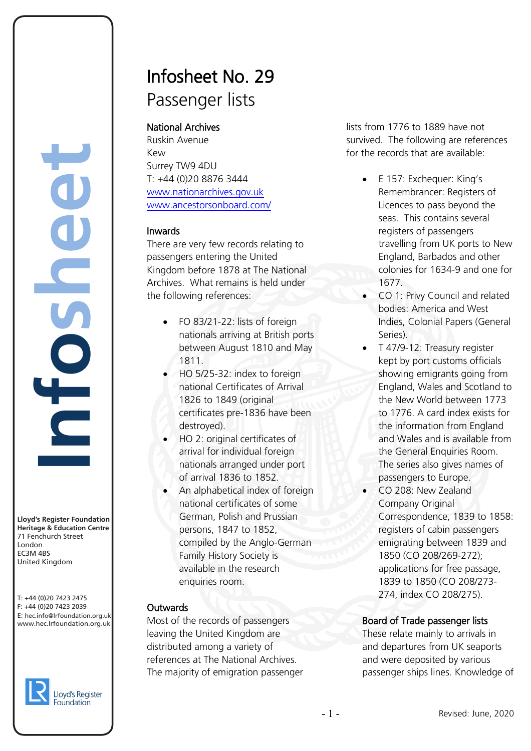# Infosheet No. 29
## Passenger lists

### National Archives

Ruskin Avenue
Kew
Surrey TW9 4DU
T: +44 (0)20 8876 3444
www.nationarchives.gov.uk
www.ancestorsonboard.com/

### Inwards

There are very few records relating to passengers entering the United Kingdom before 1878 at The National Archives. What remains is held under the following references:

- FO 83/21-22: lists of foreign nationals arriving at British ports between August 1810 and May 1811.
- HO 5/25-32: index to foreign national Certificates of Arrival 1826 to 1849 (original certificates pre-1836 have been destroyed).
- HO 2: original certificates of arrival for individual foreign nationals arranged under port of arrival 1836 to 1852.
- An alphabetical index of foreign national certificates of some German, Polish and Prussian persons, 1847 to 1852, compiled by the Anglo-German Family History Society is available in the research enquiries room.

### Outwards

Most of the records of passengers leaving the United Kingdom are distributed among a variety of references at The National Archives. The majority of emigration passenger lists from 1776 to 1889 have not survived. The following are references for the records that are available:

- E 157: Exchequer: King's Remembrancer: Registers of Licences to pass beyond the seas. This contains several registers of passengers travelling from UK ports to New England, Barbados and other colonies for 1634-9 and one for 1677.
- CO 1: Privy Council and related bodies: America and West Indies, Colonial Papers (General Series).
- T 47/9-12: Treasury register kept by port customs officials showing emigrants going from England, Wales and Scotland to the New World between 1773 to 1776. A card index exists for the information from England and Wales and is available from the General Enquiries Room. The series also gives names of passengers to Europe.
- CO 208: New Zealand Company Original Correspondence, 1839 to 1858: registers of cabin passengers emigrating between 1839 and 1850 (CO 208/269-272); applications for free passage, 1839 to 1850 (CO 208/273-274, index CO 208/275).

### Board of Trade passenger lists

These relate mainly to arrivals in and departures from UK seaports and were deposited by various passenger ships lines. Knowledge of

**Lloyd's Register Foundation**
**Heritage & Education Centre**
71 Fenchurch Street
London
EC3M 4BS
United Kingdom

T: +44 (0)20 7423 2475
F: +44 (0)20 7423 2039
E: hec.info@lrfoundation.org.uk
www.hec.lrfoundation.org.uk

Revised: June, 2020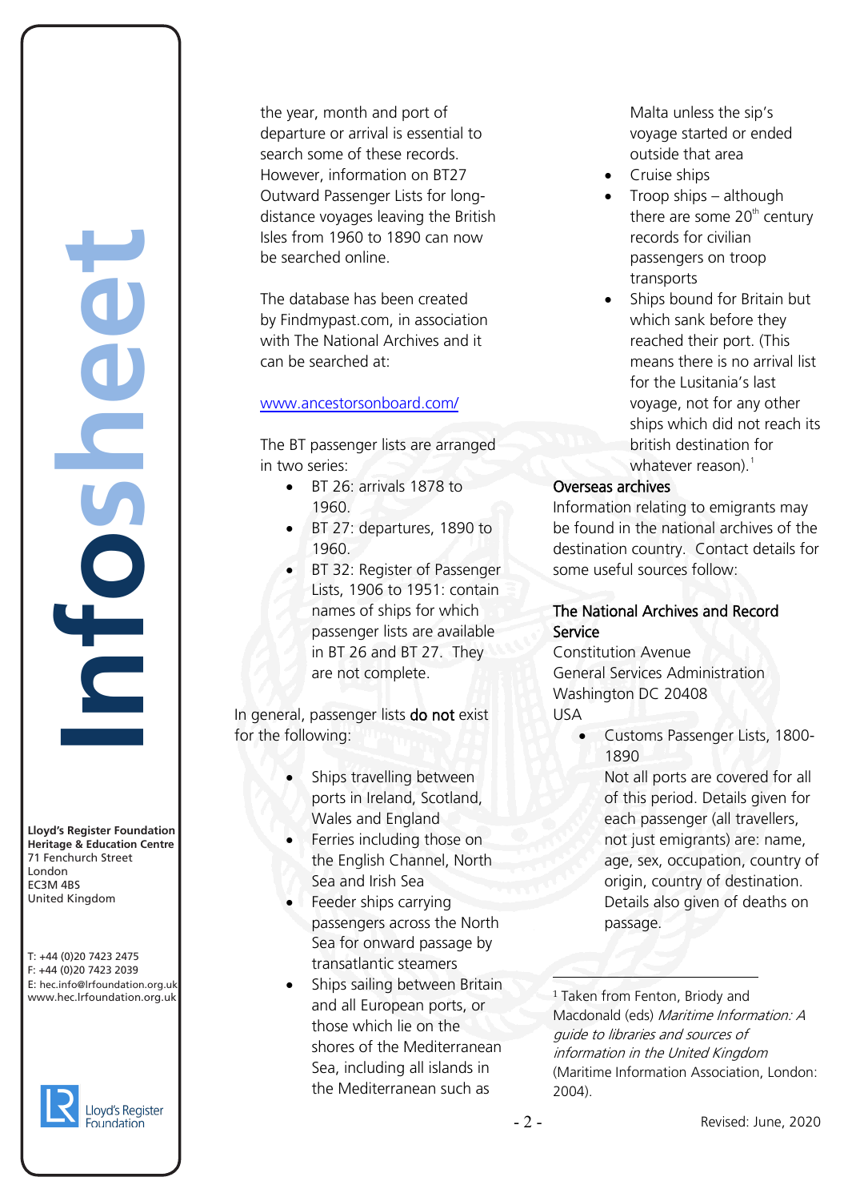the year, month and port of departure or arrival is essential to search some of these records. However, information on BT27 Outward Passenger Lists for long-distance voyages leaving the British Isles from 1960 to 1890 can now be searched online.

The database has been created by Findmypast.com, in association with The National Archives and it can be searched at:

[www.ancestorsonboard.com/](www.ancestorsonboard.com/)

The BT passenger lists are arranged in two series:

- BT 26: arrivals 1878 to 1960.
- BT 27: departures, 1890 to 1960.
- BT 32: Register of Passenger Lists, 1906 to 1951: contain names of ships for which passenger lists are available in BT 26 and BT 27. They are not complete.

In general, passenger lists **do not** exist for the following:

- Ships travelling between ports in Ireland, Scotland, Wales and England
- Ferries including those on the English Channel, North Sea and Irish Sea
- Feeder ships carrying passengers across the North Sea for onward passage by transatlantic steamers
- Ships sailing between Britain and all European ports, or those which lie on the shores of the Mediterranean Sea, including all islands in the Mediterranean such as Malta unless the sip's voyage started or ended outside that area
- Cruise ships
- Troop ships – although there are some 20th century records for civilian passengers on troop transports
- Ships bound for Britain but which sank before they reached their port. (This means there is no arrival list for the Lusitania's last voyage, not for any other ships which did not reach its british destination for whatever reason).[1]

## Overseas archives

Information relating to emigrants may be found in the national archives of the destination country. Contact details for some useful sources follow:

### The National Archives and Record Service

Constitution Avenue
General Services Administration
Washington DC 20408
USA

- Customs Passenger Lists, 1800-1890
  Not all ports are covered for all of this period. Details given for each passenger (all travellers, not just emigrants) are: name, age, sex, occupation, country of origin, country of destination. Details also given of deaths on passage.

---

[1] Taken from Fenton, Briody and Macdonald (eds) *Maritime Information: A guide to libraries and sources of information in the United Kingdom* (Maritime Information Association, London: 2004).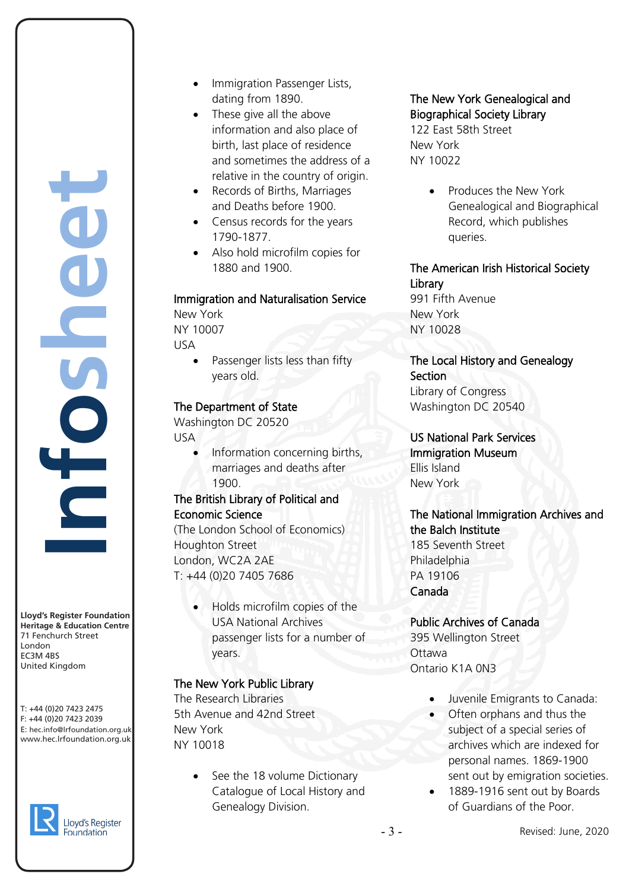- Immigration Passenger Lists, dating from 1890.
- These give all the above information and also place of birth, last place of residence and sometimes the address of a relative in the country of origin.
- Records of Births, Marriages and Deaths before 1900.
- Census records for the years 1790-1877.
- Also hold microfilm copies for 1880 and 1900.

Immigration and Naturalisation Service
New York
NY 10007
USA

- Passenger lists less than fifty years old.

The Department of State
Washington DC 20520
USA

- Information concerning births, marriages and deaths after 1900.

The British Library of Political and Economic Science
(The London School of Economics)
Houghton Street
London, WC2A 2AE
T: +44 (0)20 7405 7686

- Holds microfilm copies of the USA National Archives passenger lists for a number of years.

The New York Public Library
The Research Libraries
5th Avenue and 42nd Street
New York
NY 10018

- See the 18 volume Dictionary Catalogue of Local History and Genealogy Division.

The New York Genealogical and Biographical Society Library
122 East 58th Street
New York
NY 10022

- Produces the New York Genealogical and Biographical Record, which publishes queries.

The American Irish Historical Society Library
991 Fifth Avenue
New York
NY 10028

The Local History and Genealogy Section
Library of Congress
Washington DC 20540

US National Park Services Immigration Museum
Ellis Island
New York

The National Immigration Archives and the Balch Institute
185 Seventh Street
Philadelphia
PA 19106

## Canada

Public Archives of Canada
395 Wellington Street
Ottawa
Ontario K1A 0N3

- Juvenile Emigrants to Canada:
- Often orphans and thus the subject of a special series of archives which are indexed for personal names. 1869-1900 sent out by emigration societies.
- 1889-1916 sent out by Boards of Guardians of the Poor.

Lloyd's Register Foundation
Heritage & Education Centre
71 Fenchurch Street
London
EC3M 4BS
United Kingdom

T: +44 (0)20 7423 2475
F: +44 (0)20 7423 2039
E: hec.info@lrfoundation.org.uk
www.hec.lrfoundation.org.uk

Revised: June, 2020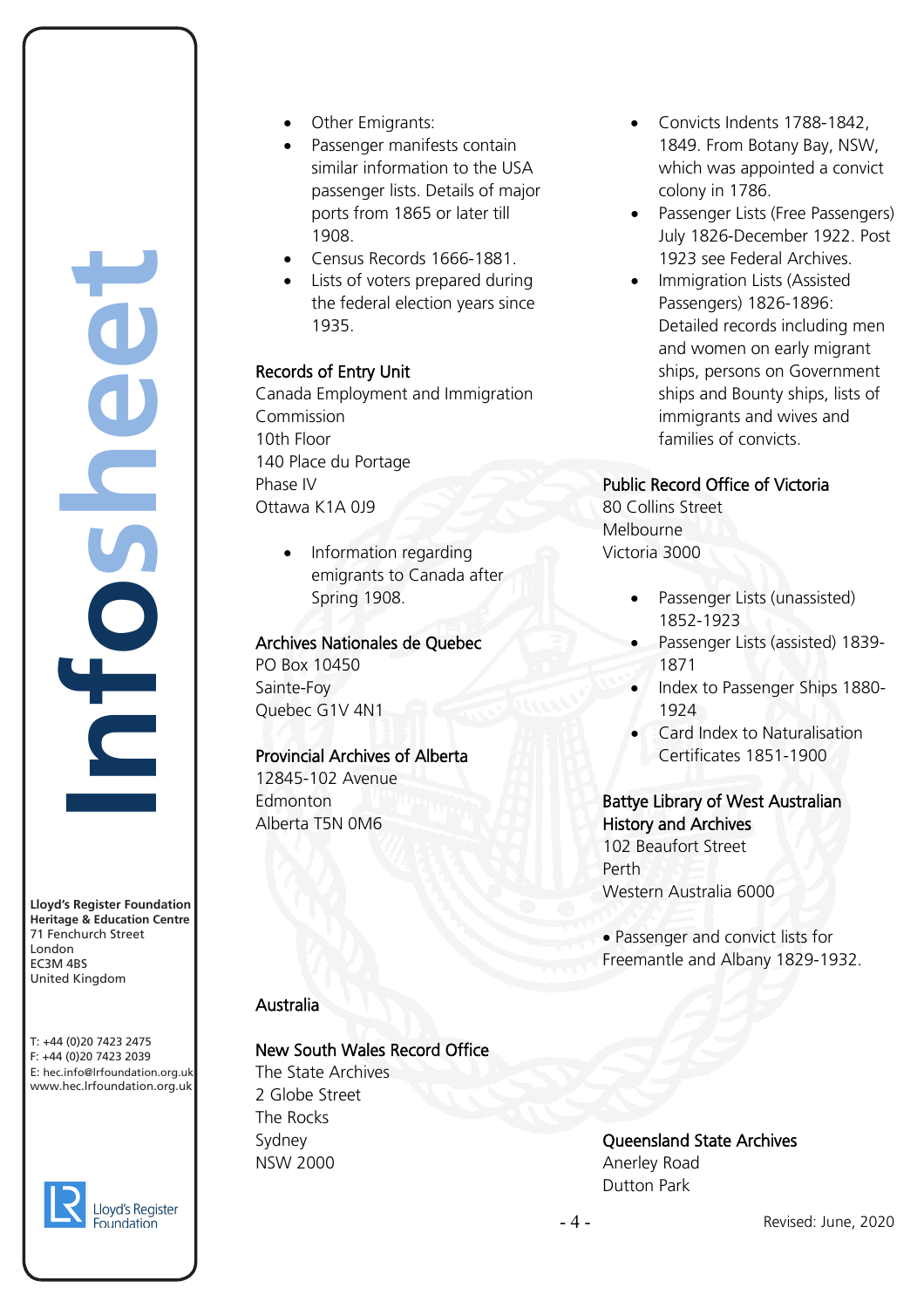- Other Emigrants:
- Passenger manifests contain similar information to the USA passenger lists. Details of major ports from 1865 or later till 1908.
- Census Records 1666-1881.
- Lists of voters prepared during the federal election years since 1935.

Records of Entry Unit
Canada Employment and Immigration Commission
10th Floor
140 Place du Portage
Phase IV
Ottawa K1A 0J9

- Information regarding emigrants to Canada after Spring 1908.

Archives Nationales de Quebec
PO Box 10450
Sainte-Foy
Quebec G1V 4N1

Provincial Archives of Alberta
12845-102 Avenue
Edmonton
Alberta T5N 0M6

## Australia

New South Wales Record Office
The State Archives
2 Globe Street
The Rocks
Sydney
NSW 2000

- Convicts Indents 1788-1842, 1849. From Botany Bay, NSW, which was appointed a convict colony in 1786.
- Passenger Lists (Free Passengers) July 1826-December 1922. Post 1923 see Federal Archives.
- Immigration Lists (Assisted Passengers) 1826-1896: Detailed records including men and women on early migrant ships, persons on Government ships and Bounty ships, lists of immigrants and wives and families of convicts.

Public Record Office of Victoria
80 Collins Street
Melbourne
Victoria 3000

- Passenger Lists (unassisted) 1852-1923
- Passenger Lists (assisted) 1839-1871
- Index to Passenger Ships 1880-1924
- Card Index to Naturalisation Certificates 1851-1900

Battye Library of West Australian History and Archives
102 Beaufort Street
Perth
Western Australia 6000

- Passenger and convict lists for Freemantle and Albany 1829-1932.

Queensland State Archives
Anerley Road
Dutton Park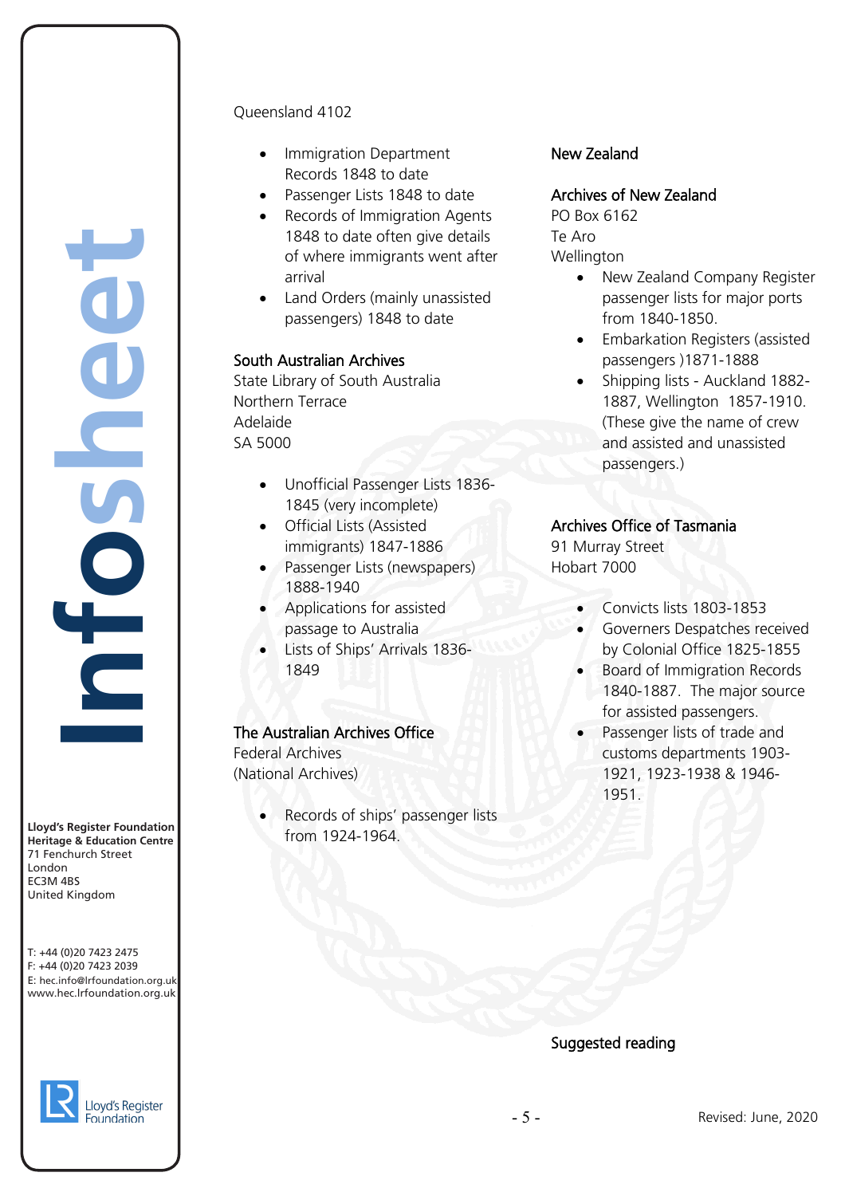Queensland 4102

- Immigration Department Records 1848 to date
- Passenger Lists 1848 to date
- Records of Immigration Agents 1848 to date often give details of where immigrants went after arrival
- Land Orders (mainly unassisted passengers) 1848 to date

### South Australian Archives

State Library of South Australia
Northern Terrace
Adelaide
SA 5000

- Unofficial Passenger Lists 1836-1845 (very incomplete)
- Official Lists (Assisted immigrants) 1847-1886
- Passenger Lists (newspapers) 1888-1940
- Applications for assisted passage to Australia
- Lists of Ships' Arrivals 1836-1849

### The Australian Archives Office

Federal Archives
(National Archives)

- Records of ships' passenger lists from 1924-1964.

## New Zealand

### Archives of New Zealand

PO Box 6162
Te Aro
Wellington

- New Zealand Company Register passenger lists for major ports from 1840-1850.
- Embarkation Registers (assisted passengers )1871-1888
- Shipping lists - Auckland 1882-1887, Wellington 1857-1910. (These give the name of crew and assisted and unassisted passengers.)

### Archives Office of Tasmania

91 Murray Street
Hobart 7000

- Convicts lists 1803-1853
- Governers Despatches received by Colonial Office 1825-1855
- Board of Immigration Records 1840-1887. The major source for assisted passengers.
- Passenger lists of trade and customs departments 1903-1921, 1923-1938 & 1946-1951.

## Suggested reading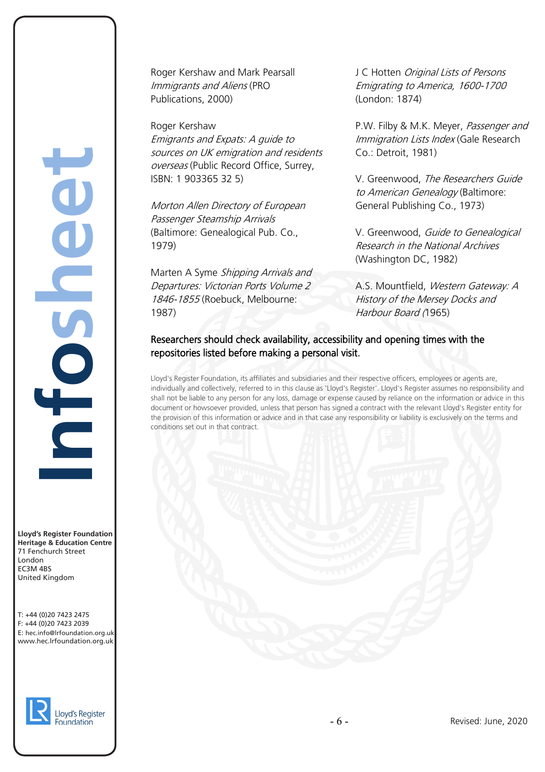Roger Kershaw and Mark Pearsall *Immigrants and Aliens* (PRO Publications, 2000)

Roger Kershaw *Emigrants and Expats: A guide to sources on UK emigration and residents overseas* (Public Record Office, Surrey, ISBN: 1 903365 32 5)

*Morton Allen Directory of European Passenger Steamship Arrivals* (Baltimore: Genealogical Pub. Co., 1979)

Marten A Syme *Shipping Arrivals and Departures: Victorian Ports Volume 2 1846-1855* (Roebuck, Melbourne: 1987)

J C Hotten *Original Lists of Persons Emigrating to America, 1600-1700* (London: 1874)

P.W. Filby & M.K. Meyer, *Passenger and Immigration Lists Index* (Gale Research Co.: Detroit, 1981)

V. Greenwood, *The Researchers Guide to American Genealogy* (Baltimore: General Publishing Co., 1973)

V. Greenwood, *Guide to Genealogical Research in the National Archives* (Washington DC, 1982)

A.S. Mountfield, *Western Gateway: A History of the Mersey Docks and Harbour Board (*1965)

Researchers should check availability, accessibility and opening times with the repositories listed before making a personal visit.

Lloyd's Register Foundation, its affiliates and subsidiaries and their respective officers, employees or agents are, individually and collectively, referred to in this clause as 'Lloyd's Register'. Lloyd's Register assumes no responsibility and shall not be liable to any person for any loss, damage or expense caused by reliance on the information or advice in this document or howsoever provided, unless that person has signed a contract with the relevant Lloyd's Register entity for the provision of this information or advice and in that case any responsibility or liability is exclusively on the terms and conditions set out in that contract.

**Lloyd's Register Foundation Heritage & Education Centre**
71 Fenchurch Street
London
EC3M 4BS
United Kingdom

T: +44 (0)20 7423 2475
F: +44 (0)20 7423 2039
E: hec.info@lrfoundation.org.uk
www.hec.lrfoundation.org.uk

Revised: June, 2020